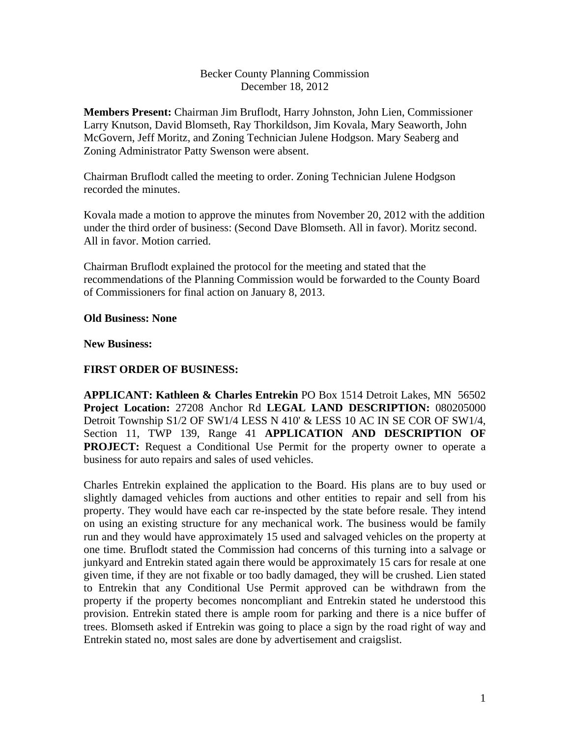Becker County Planning Commission
December 18, 2012

**Members Present:** Chairman Jim Bruflodt, Harry Johnston, John Lien, Commissioner Larry Knutson, David Blomseth, Ray Thorkildson, Jim Kovala, Mary Seaworth, John McGovern, Jeff Moritz, and Zoning Technician Julene Hodgson. Mary Seaberg and Zoning Administrator Patty Swenson were absent.

Chairman Bruflodt called the meeting to order. Zoning Technician Julene Hodgson recorded the minutes.

Kovala made a motion to approve the minutes from November 20, 2012 with the addition under the third order of business: (Second Dave Blomseth. All in favor). Moritz second. All in favor. Motion carried.

Chairman Bruflodt explained the protocol for the meeting and stated that the recommendations of the Planning Commission would be forwarded to the County Board of Commissioners for final action on January 8, 2013.

**Old Business: None**

**New Business:**

**FIRST ORDER OF BUSINESS:**

**APPLICANT: Kathleen & Charles Entrekin** PO Box 1514 Detroit Lakes, MN 56502 **Project Location:** 27208 Anchor Rd **LEGAL LAND DESCRIPTION:** 080205000 Detroit Township S1/2 OF SW1/4 LESS N 410' & LESS 10 AC IN SE COR OF SW1/4, Section 11, TWP 139, Range 41 **APPLICATION AND DESCRIPTION OF PROJECT:** Request a Conditional Use Permit for the property owner to operate a business for auto repairs and sales of used vehicles.

Charles Entrekin explained the application to the Board. His plans are to buy used or slightly damaged vehicles from auctions and other entities to repair and sell from his property. They would have each car re-inspected by the state before resale. They intend on using an existing structure for any mechanical work. The business would be family run and they would have approximately 15 used and salvaged vehicles on the property at one time. Bruflodt stated the Commission had concerns of this turning into a salvage or junkyard and Entrekin stated again there would be approximately 15 cars for resale at one given time, if they are not fixable or too badly damaged, they will be crushed. Lien stated to Entrekin that any Conditional Use Permit approved can be withdrawn from the property if the property becomes noncompliant and Entrekin stated he understood this provision. Entrekin stated there is ample room for parking and there is a nice buffer of trees. Blomseth asked if Entrekin was going to place a sign by the road right of way and Entrekin stated no, most sales are done by advertisement and craigslist.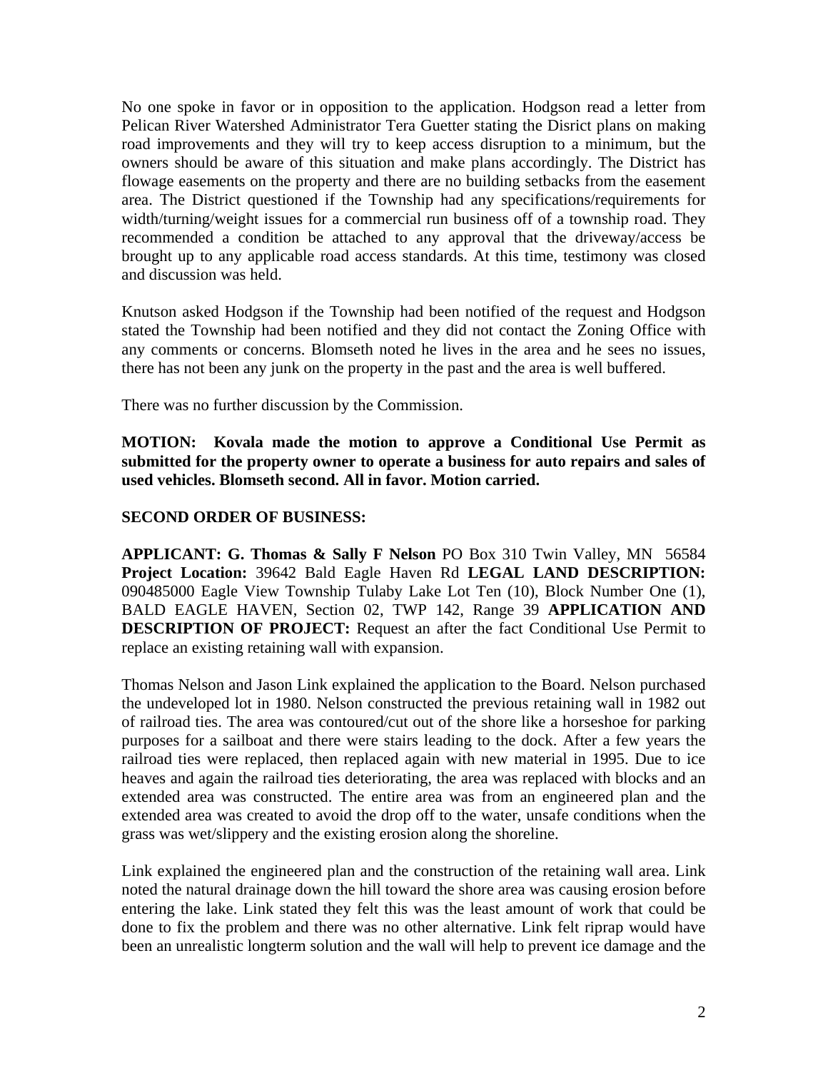No one spoke in favor or in opposition to the application. Hodgson read a letter from Pelican River Watershed Administrator Tera Guetter stating the Disrict plans on making road improvements and they will try to keep access disruption to a minimum, but the owners should be aware of this situation and make plans accordingly. The District has flowage easements on the property and there are no building setbacks from the easement area. The District questioned if the Township had any specifications/requirements for width/turning/weight issues for a commercial run business off of a township road. They recommended a condition be attached to any approval that the driveway/access be brought up to any applicable road access standards. At this time, testimony was closed and discussion was held.

Knutson asked Hodgson if the Township had been notified of the request and Hodgson stated the Township had been notified and they did not contact the Zoning Office with any comments or concerns. Blomseth noted he lives in the area and he sees no issues, there has not been any junk on the property in the past and the area is well buffered.

There was no further discussion by the Commission.

**MOTION: Kovala made the motion to approve a Conditional Use Permit as submitted for the property owner to operate a business for auto repairs and sales of used vehicles. Blomseth second. All in favor. Motion carried.**

**SECOND ORDER OF BUSINESS:**

**APPLICANT: G. Thomas & Sally F Nelson** PO Box 310 Twin Valley, MN 56584 **Project Location:** 39642 Bald Eagle Haven Rd **LEGAL LAND DESCRIPTION:** 090485000 Eagle View Township Tulaby Lake Lot Ten (10), Block Number One (1), BALD EAGLE HAVEN, Section 02, TWP 142, Range 39 **APPLICATION AND DESCRIPTION OF PROJECT:** Request an after the fact Conditional Use Permit to replace an existing retaining wall with expansion.

Thomas Nelson and Jason Link explained the application to the Board. Nelson purchased the undeveloped lot in 1980. Nelson constructed the previous retaining wall in 1982 out of railroad ties. The area was contoured/cut out of the shore like a horseshoe for parking purposes for a sailboat and there were stairs leading to the dock. After a few years the railroad ties were replaced, then replaced again with new material in 1995. Due to ice heaves and again the railroad ties deteriorating, the area was replaced with blocks and an extended area was constructed. The entire area was from an engineered plan and the extended area was created to avoid the drop off to the water, unsafe conditions when the grass was wet/slippery and the existing erosion along the shoreline.

Link explained the engineered plan and the construction of the retaining wall area. Link noted the natural drainage down the hill toward the shore area was causing erosion before entering the lake. Link stated they felt this was the least amount of work that could be done to fix the problem and there was no other alternative. Link felt riprap would have been an unrealistic longterm solution and the wall will help to prevent ice damage and the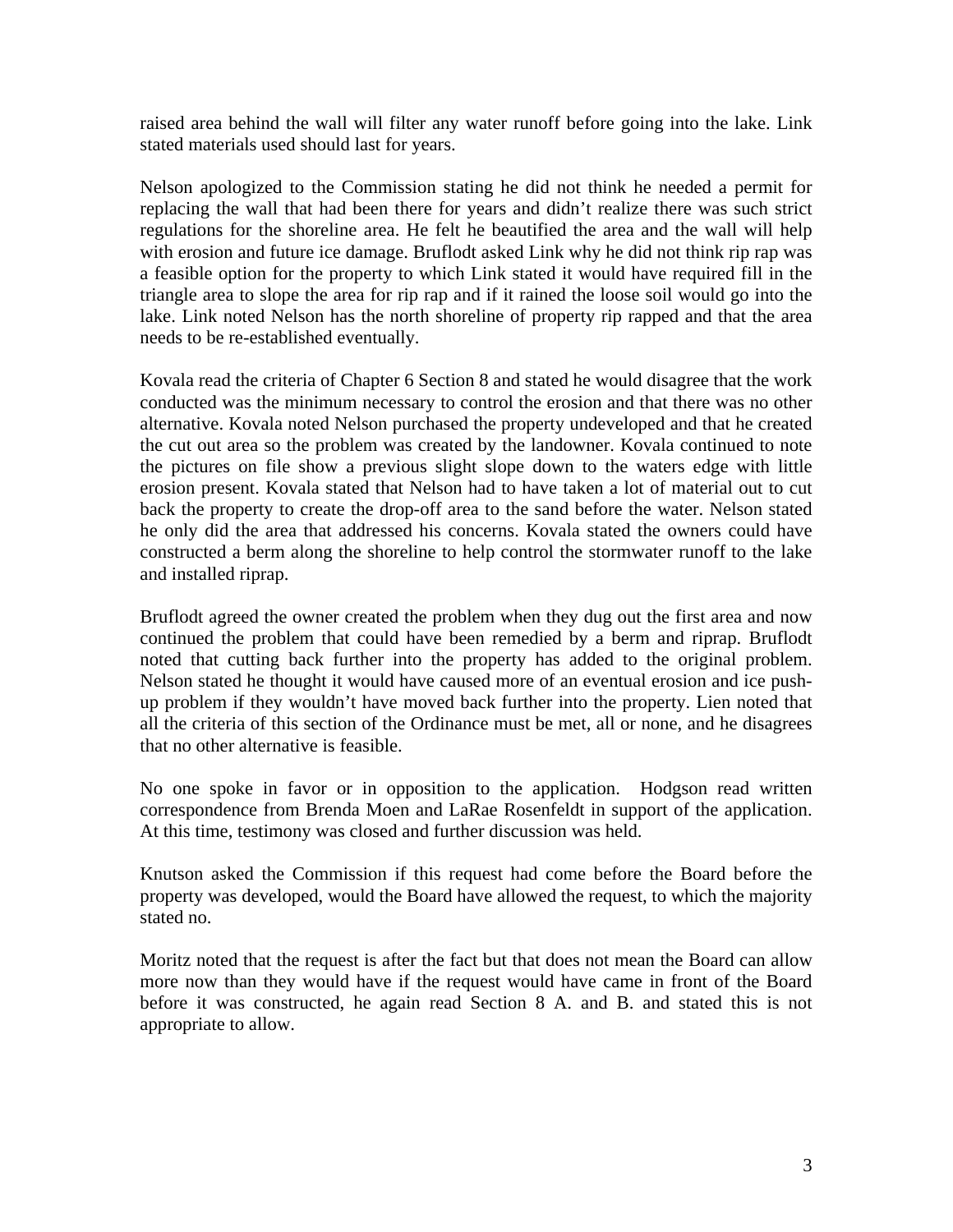raised area behind the wall will filter any water runoff before going into the lake. Link stated materials used should last for years.

Nelson apologized to the Commission stating he did not think he needed a permit for replacing the wall that had been there for years and didn't realize there was such strict regulations for the shoreline area. He felt he beautified the area and the wall will help with erosion and future ice damage. Bruflodt asked Link why he did not think rip rap was a feasible option for the property to which Link stated it would have required fill in the triangle area to slope the area for rip rap and if it rained the loose soil would go into the lake. Link noted Nelson has the north shoreline of property rip rapped and that the area needs to be re-established eventually.

Kovala read the criteria of Chapter 6 Section 8 and stated he would disagree that the work conducted was the minimum necessary to control the erosion and that there was no other alternative. Kovala noted Nelson purchased the property undeveloped and that he created the cut out area so the problem was created by the landowner. Kovala continued to note the pictures on file show a previous slight slope down to the waters edge with little erosion present. Kovala stated that Nelson had to have taken a lot of material out to cut back the property to create the drop-off area to the sand before the water. Nelson stated he only did the area that addressed his concerns. Kovala stated the owners could have constructed a berm along the shoreline to help control the stormwater runoff to the lake and installed riprap.

Bruflodt agreed the owner created the problem when they dug out the first area and now continued the problem that could have been remedied by a berm and riprap. Bruflodt noted that cutting back further into the property has added to the original problem. Nelson stated he thought it would have caused more of an eventual erosion and ice push-up problem if they wouldn't have moved back further into the property. Lien noted that all the criteria of this section of the Ordinance must be met, all or none, and he disagrees that no other alternative is feasible.

No one spoke in favor or in opposition to the application. Hodgson read written correspondence from Brenda Moen and LaRae Rosenfeldt in support of the application. At this time, testimony was closed and further discussion was held.

Knutson asked the Commission if this request had come before the Board before the property was developed, would the Board have allowed the request, to which the majority stated no.

Moritz noted that the request is after the fact but that does not mean the Board can allow more now than they would have if the request would have came in front of the Board before it was constructed, he again read Section 8 A. and B. and stated this is not appropriate to allow.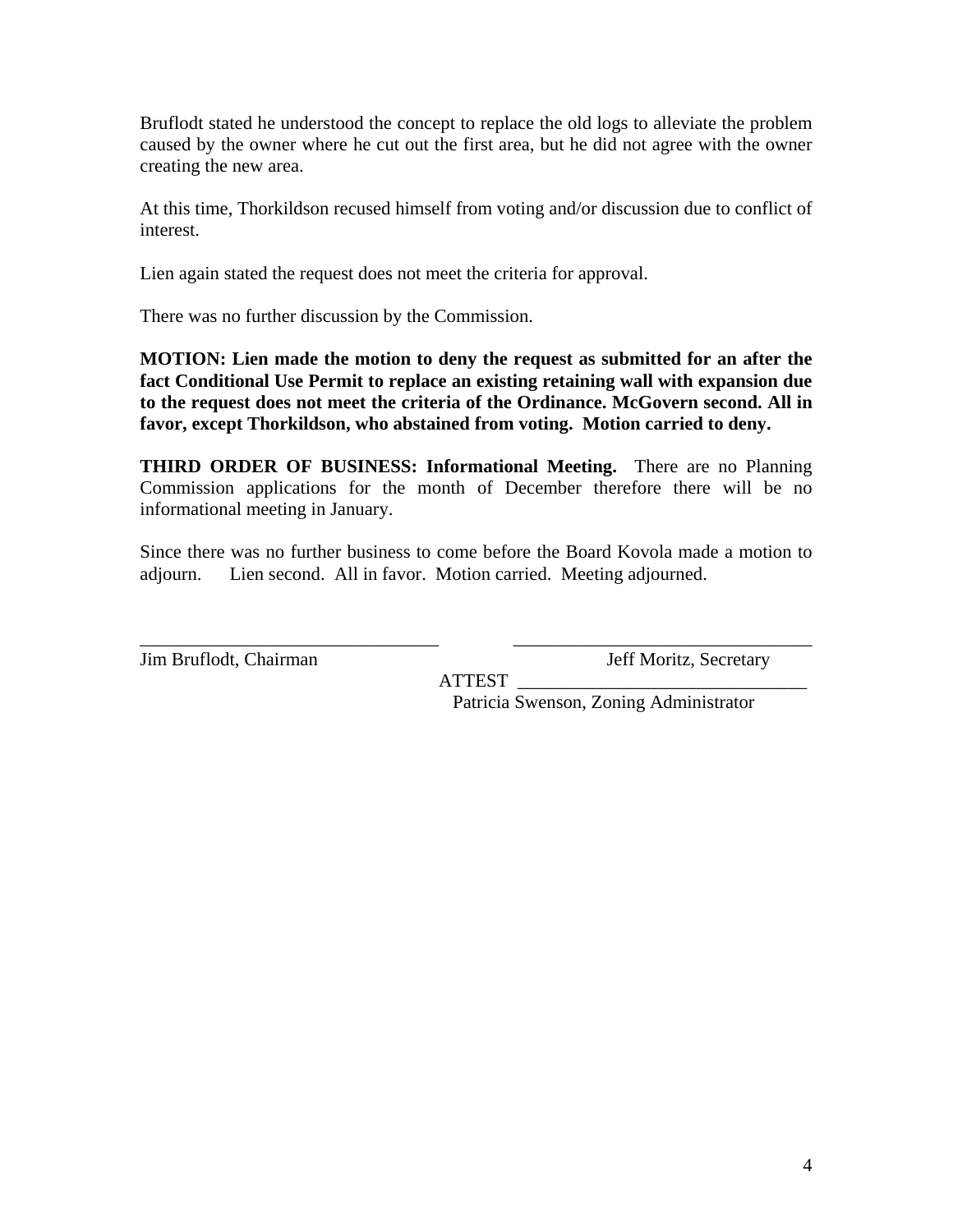Bruflodt stated he understood the concept to replace the old logs to alleviate the problem caused by the owner where he cut out the first area, but he did not agree with the owner creating the new area.

At this time, Thorkildson recused himself from voting and/or discussion due to conflict of interest.

Lien again stated the request does not meet the criteria for approval.

There was no further discussion by the Commission.

**MOTION: Lien made the motion to deny the request as submitted for an after the fact Conditional Use Permit to replace an existing retaining wall with expansion due to the request does not meet the criteria of the Ordinance. McGovern second. All in favor, except Thorkildson, who abstained from voting. Motion carried to deny.**

**THIRD ORDER OF BUSINESS: Informational Meeting.** There are no Planning Commission applications for the month of December therefore there will be no informational meeting in January.

Since there was no further business to come before the Board Kovola made a motion to adjourn. Lien second. All in favor. Motion carried. Meeting adjourned.

\_\_\_\_\_\_\_\_\_\_\_\_\_\_\_\_\_\_\_\_\_\_\_\_\_\_\_\_\_\_\_\_ \_\_\_\_\_\_\_\_\_\_\_\_\_\_\_\_\_\_\_\_\_\_\_\_\_\_\_\_\_\_\_\_

Jim Bruflodt, Chairman Jeff Moritz, Secretary

ATTEST \_\_\_\_\_\_\_\_\_\_\_\_\_\_\_\_\_\_\_\_\_\_\_\_\_\_\_\_\_\_\_\_

Patricia Swenson, Zoning Administrator